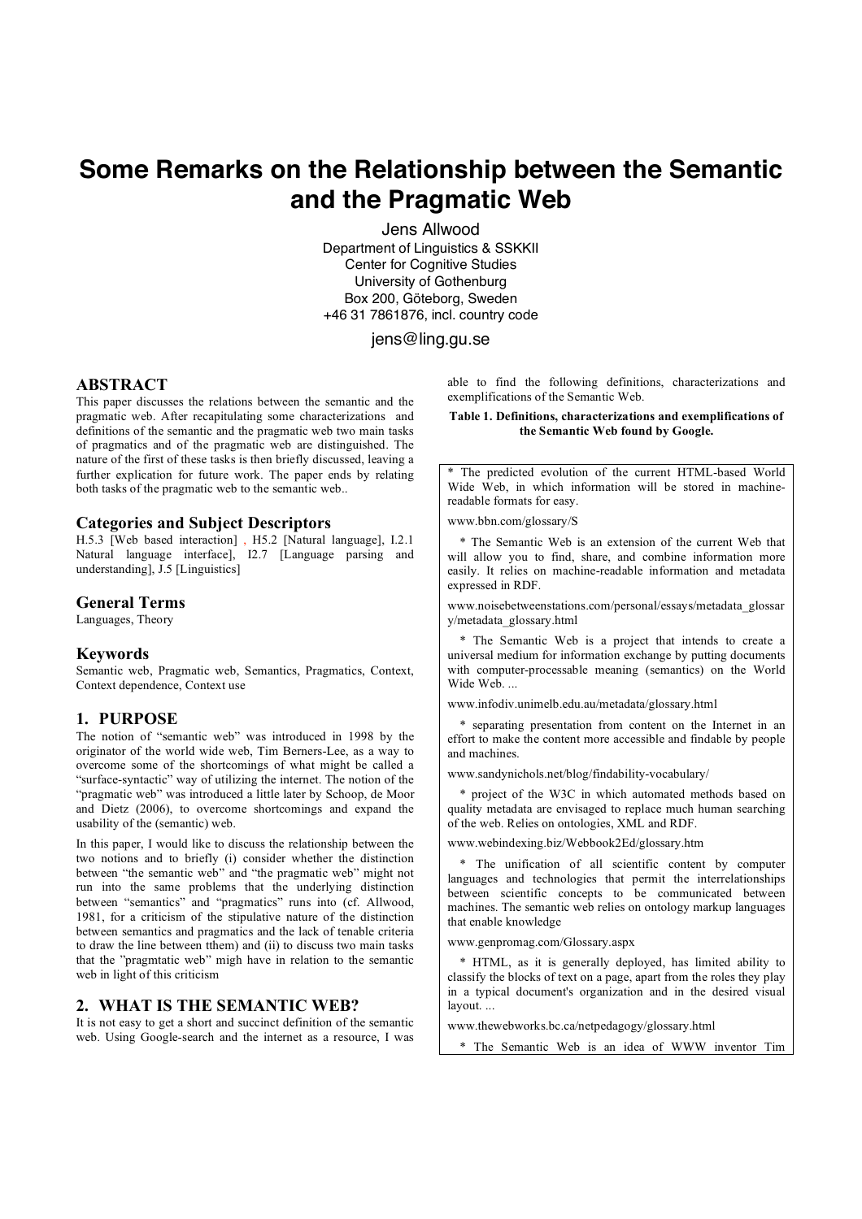# Some Remarks on the Relationship between the Semantic and the Pragmatic Web

Jens Allwood
Department of Linguistics & SSKKII
Center for Cognitive Studies
University of Gothenburg
Box 200, Göteborg, Sweden
+46 31 7861876, incl. country code

jens@ling.gu.se

## ABSTRACT

This paper discusses the relations between the semantic and the pragmatic web. After recapitulating some characterizations and definitions of the semantic and the pragmatic web two main tasks of pragmatics and of the pragmatic web are distinguished. The nature of the first of these tasks is then briefly discussed, leaving a further explication for future work. The paper ends by relating both tasks of the pragmatic web to the semantic web..

### Categories and Subject Descriptors

H.5.3 [Web based interaction] , H5.2 [Natural language], I.2.1 Natural language interface], I2.7 [Language parsing and understanding], J.5 [Linguistics]

### General Terms

Languages, Theory

### Keywords

Semantic web, Pragmatic web, Semantics, Pragmatics, Context, Context dependence, Context use

## 1. PURPOSE

The notion of "semantic web" was introduced in 1998 by the originator of the world wide web, Tim Berners-Lee, as a way to overcome some of the shortcomings of what might be called a "surface-syntactic" way of utilizing the internet. The notion of the "pragmatic web" was introduced a little later by Schoop, de Moor and Dietz (2006), to overcome shortcomings and expand the usability of the (semantic) web.

In this paper, I would like to discuss the relationship between the two notions and to briefly (i) consider whether the distinction between "the semantic web" and "the pragmatic web" might not run into the same problems that the underlying distinction between "semantics" and "pragmatics" runs into (cf. Allwood, 1981, for a criticism of the stipulative nature of the distinction between semantics and pragmatics and the lack of tenable criteria to draw the line between tthem) and (ii) to discuss two main tasks that the "pragmtatic web" migh have in relation to the semantic web in light of this criticism

## 2. WHAT IS THE SEMANTIC WEB?

It is not easy to get a short and succinct definition of the semantic web. Using Google-search and the internet as a resource, I was able to find the following definitions, characterizations and exemplifications of the Semantic Web.

**Table 1. Definitions, characterizations and exemplifications of the Semantic Web found by Google.**

* The predicted evolution of the current HTML-based World Wide Web, in which information will be stored in machine-readable formats for easy.

www.bbn.com/glossary/S

* The Semantic Web is an extension of the current Web that will allow you to find, share, and combine information more easily. It relies on machine-readable information and metadata expressed in RDF.

www.noisebetweenstations.com/personal/essays/metadata_glossary/metadata_glossary.html

* The Semantic Web is a project that intends to create a universal medium for information exchange by putting documents with computer-processable meaning (semantics) on the World Wide Web. ...

www.infodiv.unimelb.edu.au/metadata/glossary.html

* separating presentation from content on the Internet in an effort to make the content more accessible and findable by people and machines.

www.sandynichols.net/blog/findability-vocabulary/

* project of the W3C in which automated methods based on quality metadata are envisaged to replace much human searching of the web. Relies on ontologies, XML and RDF.

www.webindexing.biz/Webbook2Ed/glossary.htm

* The unification of all scientific content by computer languages and technologies that permit the interrelationships between scientific concepts to be communicated between machines. The semantic web relies on ontology markup languages that enable knowledge

www.genpromag.com/Glossary.aspx

* HTML, as it is generally deployed, has limited ability to classify the blocks of text on a page, apart from the roles they play in a typical document's organization and in the desired visual layout. ...

www.thewebworks.bc.ca/netpedagogy/glossary.html

* The Semantic Web is an idea of WWW inventor Tim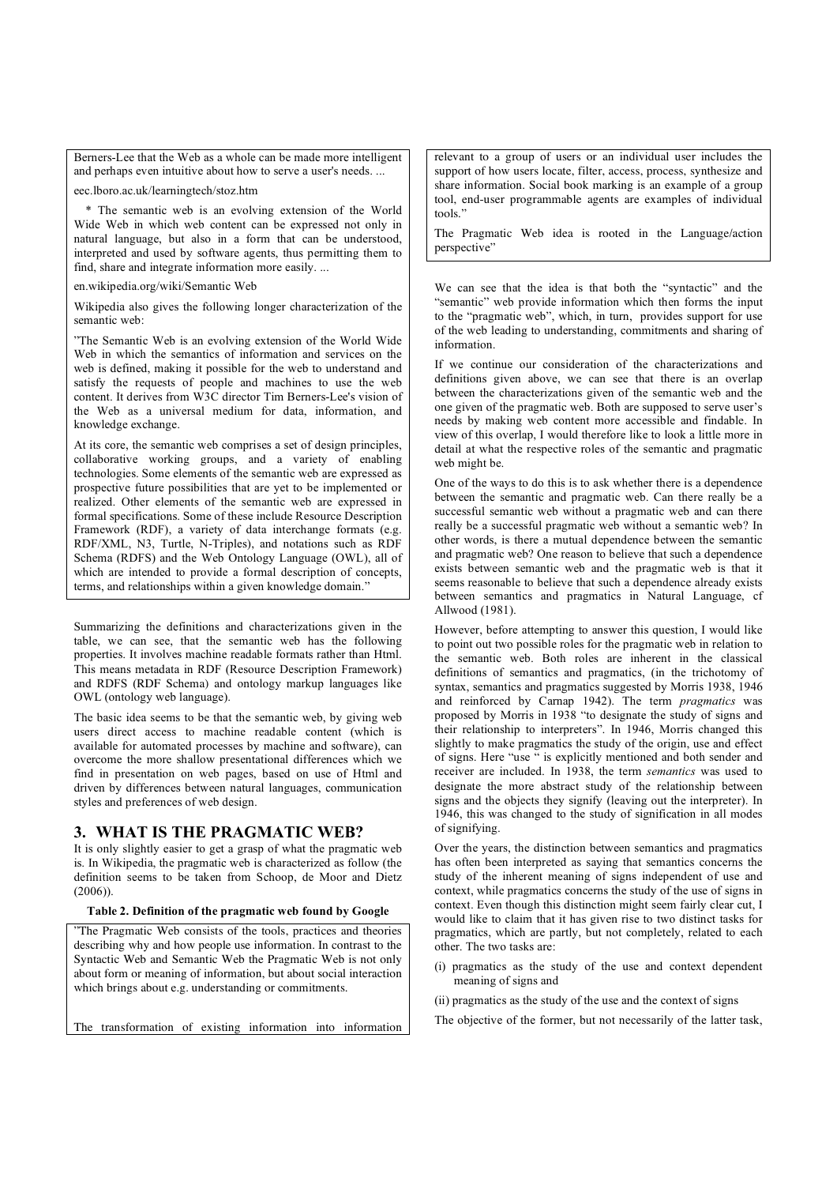Berners-Lee that the Web as a whole can be made more intelligent and perhaps even intuitive about how to serve a user's needs. ...

eec.lboro.ac.uk/learningtech/stoz.htm

* The semantic web is an evolving extension of the World Wide Web in which web content can be expressed not only in natural language, but also in a form that can be understood, interpreted and used by software agents, thus permitting them to find, share and integrate information more easily. ...

en.wikipedia.org/wiki/Semantic Web

Wikipedia also gives the following longer characterization of the semantic web:

"The Semantic Web is an evolving extension of the World Wide Web in which the semantics of information and services on the web is defined, making it possible for the web to understand and satisfy the requests of people and machines to use the web content. It derives from W3C director Tim Berners-Lee's vision of the Web as a universal medium for data, information, and knowledge exchange.

At its core, the semantic web comprises a set of design principles, collaborative working groups, and a variety of enabling technologies. Some elements of the semantic web are expressed as prospective future possibilities that are yet to be implemented or realized. Other elements of the semantic web are expressed in formal specifications. Some of these include Resource Description Framework (RDF), a variety of data interchange formats (e.g. RDF/XML, N3, Turtle, N-Triples), and notations such as RDF Schema (RDFS) and the Web Ontology Language (OWL), all of which are intended to provide a formal description of concepts, terms, and relationships within a given knowledge domain."

Summarizing the definitions and characterizations given in the table, we can see, that the semantic web has the following properties. It involves machine readable formats rather than Html. This means metadata in RDF (Resource Description Framework) and RDFS (RDF Schema) and ontology markup languages like OWL (ontology web language).

The basic idea seems to be that the semantic web, by giving web users direct access to machine readable content (which is available for automated processes by machine and software), can overcome the more shallow presentational differences which we find in presentation on web pages, based on use of Html and driven by differences between natural languages, communication styles and preferences of web design.

## 3. WHAT IS THE PRAGMATIC WEB?

It is only slightly easier to get a grasp of what the pragmatic web is. In Wikipedia, the pragmatic web is characterized as follow (the definition seems to be taken from Schoop, de Moor and Dietz (2006)).

**Table 2. Definition of the pragmatic web found by Google**

"The Pragmatic Web consists of the tools, practices and theories describing why and how people use information. In contrast to the Syntactic Web and Semantic Web the Pragmatic Web is not only about form or meaning of information, but about social interaction which brings about e.g. understanding or commitments.

The transformation of existing information into information relevant to a group of users or an individual user includes the support of how users locate, filter, access, process, synthesize and share information. Social book marking is an example of a group tool, end-user programmable agents are examples of individual tools."

The Pragmatic Web idea is rooted in the Language/action perspective"

We can see that the idea is that both the "syntactic" and the "semantic" web provide information which then forms the input to the "pragmatic web", which, in turn, provides support for use of the web leading to understanding, commitments and sharing of information.

If we continue our consideration of the characterizations and definitions given above, we can see that there is an overlap between the characterizations given of the semantic web and the one given of the pragmatic web. Both are supposed to serve user's needs by making web content more accessible and findable. In view of this overlap, I would therefore like to look a little more in detail at what the respective roles of the semantic and pragmatic web might be.

One of the ways to do this is to ask whether there is a dependence between the semantic and pragmatic web. Can there really be a successful semantic web without a pragmatic web and can there really be a successful pragmatic web without a semantic web? In other words, is there a mutual dependence between the semantic and pragmatic web? One reason to believe that such a dependence exists between semantic web and the pragmatic web is that it seems reasonable to believe that such a dependence already exists between semantics and pragmatics in Natural Language, cf Allwood (1981).

However, before attempting to answer this question, I would like to point out two possible roles for the pragmatic web in relation to the semantic web. Both roles are inherent in the classical definitions of semantics and pragmatics, (in the trichotomy of syntax, semantics and pragmatics suggested by Morris 1938, 1946 and reinforced by Carnap 1942). The term *pragmatics* was proposed by Morris in 1938 "to designate the study of signs and their relationship to interpreters". In 1946, Morris changed this slightly to make pragmatics the study of the origin, use and effect of signs. Here "use " is explicitly mentioned and both sender and receiver are included. In 1938, the term *semantics* was used to designate the more abstract study of the relationship between signs and the objects they signify (leaving out the interpreter). In 1946, this was changed to the study of signification in all modes of signifying.

Over the years, the distinction between semantics and pragmatics has often been interpreted as saying that semantics concerns the study of the inherent meaning of signs independent of use and context, while pragmatics concerns the study the use of signs in context. Even though this distinction might seem fairly clear cut, I would like to claim that it has given rise to two distinct tasks for pragmatics, which are partly, but not completely, related to each other. The two tasks are:

(i) pragmatics as the study of the use and context dependent meaning of signs and

(ii) pragmatics as the study of the use and the context of signs

The objective of the former, but not necessarily of the latter task,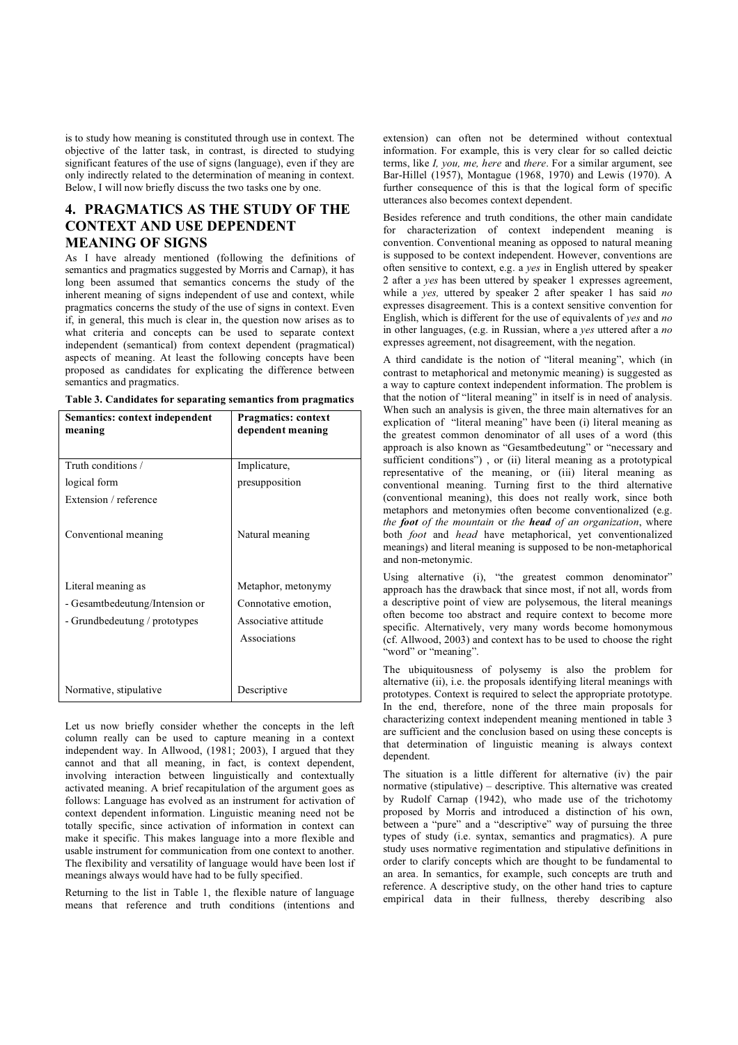is to study how meaning is constituted through use in context. The objective of the latter task, in contrast, is directed to studying significant features of the use of signs (language), even if they are only indirectly related to the determination of meaning in context. Below, I will now briefly discuss the two tasks one by one.

## 4. PRAGMATICS AS THE STUDY OF THE CONTEXT AND USE DEPENDENT MEANING OF SIGNS

As I have already mentioned (following the definitions of semantics and pragmatics suggested by Morris and Carnap), it has long been assumed that semantics concerns the study of the inherent meaning of signs independent of use and context, while pragmatics concerns the study of the use of signs in context. Even if, in general, this much is clear in, the question now arises as to what criteria and concepts can be used to separate context independent (semantical) from context dependent (pragmatical) aspects of meaning. At least the following concepts have been proposed as candidates for explicating the difference between semantics and pragmatics.

**Table 3. Candidates for separating semantics from pragmatics**

| Semantics: context independent meaning | Pragmatics: context dependent meaning |
|---|---|
| Truth conditions / logical form | Implicature, presupposition |
| Extension / reference | |
| Conventional meaning | Natural meaning |
| Literal meaning as<br>- Gesamtbedeutung/Intension or<br>- Grundbedeutung / prototypes | Metaphor, metonymy<br>Connotative emotion,<br>Associative attitude<br>Associations |
| Normative, stipulative | Descriptive |

Let us now briefly consider whether the concepts in the left column really can be used to capture meaning in a context independent way. In Allwood, (1981; 2003), I argued that they cannot and that all meaning, in fact, is context dependent, involving interaction between linguistically and contextually activated meaning. A brief recapitulation of the argument goes as follows: Language has evolved as an instrument for activation of context dependent information. Linguistic meaning need not be totally specific, since activation of information in context can make it specific. This makes language into a more flexible and usable instrument for communication from one context to another. The flexibility and versatility of language would have been lost if meanings always would have had to be fully specified.

Returning to the list in Table 1, the flexible nature of language means that reference and truth conditions (intentions and extension) can often not be determined without contextual information. For example, this is very clear for so called deictic terms, like *I, you, me, here* and *there*. For a similar argument, see Bar-Hillel (1957), Montague (1968, 1970) and Lewis (1970). A further consequence of this is that the logical form of specific utterances also becomes context dependent.

Besides reference and truth conditions, the other main candidate for characterization of context independent meaning is convention. Conventional meaning as opposed to natural meaning is supposed to be context independent. However, conventions are often sensitive to context, e.g. a *yes* in English uttered by speaker 2 after a *yes* has been uttered by speaker 1 expresses agreement, while a *yes,* uttered by speaker 2 after speaker 1 has said *no* expresses disagreement. This is a context sensitive convention for English, which is different for the use of equivalents of *yes* and *no* in other languages, (e.g. in Russian, where a *yes* uttered after a *no* expresses agreement, not disagreement, with the negation.

A third candidate is the notion of "literal meaning", which (in contrast to metaphorical and metonymic meaning) is suggested as a way to capture context independent information. The problem is that the notion of "literal meaning" in itself is in need of analysis. When such an analysis is given, the three main alternatives for an explication of "literal meaning" have been (i) literal meaning as the greatest common denominator of all uses of a word (this approach is also known as "Gesamtbedeutung" or "necessary and sufficient conditions") , or (ii) literal meaning as a prototypical representative of the meaning, or (iii) literal meaning as conventional meaning. Turning first to the third alternative (conventional meaning), this does not really work, since both metaphors and metonymies often become conventionalized (e.g. *the **foot** of the mountain* or *the **head** of an organization*, where both *foot* and *head* have metaphorical, yet conventionalized meanings) and literal meaning is supposed to be non-metaphorical and non-metonymic.

Using alternative (i), "the greatest common denominator" approach has the drawback that since most, if not all, words from a descriptive point of view are polysemous, the literal meanings often become too abstract and require context to become more specific. Alternatively, very many words become homonymous (cf. Allwood, 2003) and context has to be used to choose the right "word" or "meaning".

The ubiquitousness of polysemy is also the problem for alternative (ii), i.e. the proposals identifying literal meanings with prototypes. Context is required to select the appropriate prototype. In the end, therefore, none of the three main proposals for characterizing context independent meaning mentioned in table 3 are sufficient and the conclusion based on using these concepts is that determination of linguistic meaning is always context dependent.

The situation is a little different for alternative (iv) the pair normative (stipulative) – descriptive. This alternative was created by Rudolf Carnap (1942), who made use of the trichotomy proposed by Morris and introduced a distinction of his own, between a "pure" and a "descriptive" way of pursuing the three types of study (i.e. syntax, semantics and pragmatics). A pure study uses normative regimentation and stipulative definitions in order to clarify concepts which are thought to be fundamental to an area. In semantics, for example, such concepts are truth and reference. A descriptive study, on the other hand tries to capture empirical data in their fullness, thereby describing also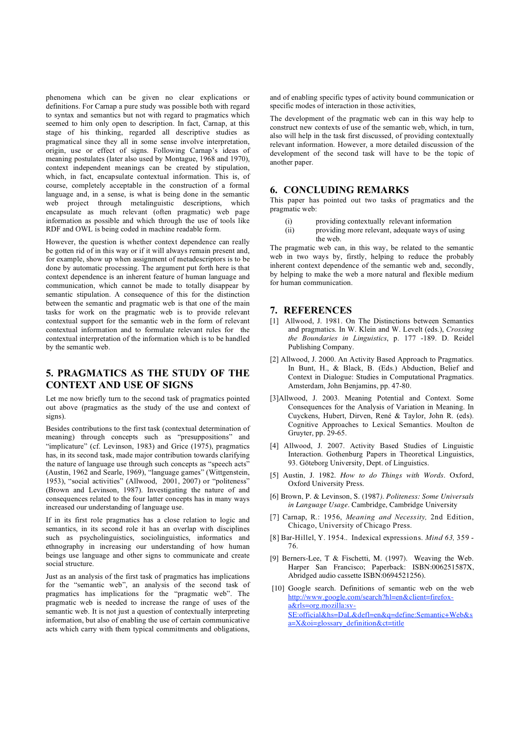phenomena which can be given no clear explications or definitions. For Carnap a pure study was possible both with regard to syntax and semantics but not with regard to pragmatics which seemed to him only open to description. In fact, Carnap, at this stage of his thinking, regarded all descriptive studies as pragmatical since they all in some sense involve interpretation, origin, use or effect of signs. Following Carnap's ideas of meaning postulates (later also used by Montague, 1968 and 1970), context independent meanings can be created by stipulation, which, in fact, encapsulate contextual information. This is, of course, completely acceptable in the construction of a formal language and, in a sense, is what is being done in the semantic web project through metalinguistic descriptions, which encapsulate as much relevant (often pragmatic) web page information as possible and which through the use of tools like RDF and OWL is being coded in machine readable form.

However, the question is whether context dependence can really be gotten rid of in this way or if it will always remain present and, for example, show up when assignment of metadescriptors is to be done by automatic processing. The argument put forth here is that context dependence is an inherent feature of human language and communication, which cannot be made to totally disappear by semantic stipulation. A consequence of this for the distinction between the semantic and pragmatic web is that one of the main tasks for work on the pragmatic web is to provide relevant contextual support for the semantic web in the form of relevant contextual information and to formulate relevant rules for the contextual interpretation of the information which is to be handled by the semantic web.

## 5. PRAGMATICS AS THE STUDY OF THE CONTEXT AND USE OF SIGNS

Let me now briefly turn to the second task of pragmatics pointed out above (pragmatics as the study of the use and context of signs).

Besides contributions to the first task (contextual determination of meaning) through concepts such as "presuppositions" and "implicature" (cf. Levinson, 1983) and Grice (1975), pragmatics has, in its second task, made major contribution towards clarifying the nature of language use through such concepts as "speech acts" (Austin, 1962 and Searle, 1969), "language games" (Wittgenstein, 1953), "social activities" (Allwood, 2001, 2007) or "politeness" (Brown and Levinson, 1987). Investigating the nature of and consequences related to the four latter concepts has in many ways increased our understanding of language use.

If in its first role pragmatics has a close relation to logic and semantics, in its second role it has an overlap with disciplines such as psycholinguistics, sociolinguistics, informatics and ethnography in increasing our understanding of how human beings use language and other signs to communicate and create social structure.

Just as an analysis of the first task of pragmatics has implications for the "semantic web", an analysis of the second task of pragmatics has implications for the "pragmatic web". The pragmatic web is needed to increase the range of uses of the semantic web. It is not just a question of contextually interpreting information, but also of enabling the use of certain communicative acts which carry with them typical commitments and obligations, and of enabling specific types of activity bound communication or specific modes of interaction in those activities,

The development of the pragmatic web can in this way help to construct new contexts of use of the semantic web, which, in turn, also will help in the task first discussed, of providing contextually relevant information. However, a more detailed discussion of the development of the second task will have to be the topic of another paper.

## 6. CONCLUDING REMARKS

This paper has pointed out two tasks of pragmatics and the pragmatic web:

(i) providing contextually relevant information

(ii) providing more relevant, adequate ways of using the web.

The pragmatic web can, in this way, be related to the semantic web in two ways by, firstly, helping to reduce the probably inherent context dependence of the semantic web and, secondly, by helping to make the web a more natural and flexible medium for human communication.

## 7. REFERENCES

[1] Allwood, J. 1981. On The Distinctions between Semantics and pragmatics. In W. Klein and W. Levelt (eds.), *Crossing the Boundaries in Linguistics*, p. 177 -189. D. Reidel Publishing Company.

[2] Allwood, J. 2000. An Activity Based Approach to Pragmatics. In Bunt, H., & Black, B. (Eds.) Abduction, Belief and Context in Dialogue: Studies in Computational Pragmatics. Amsterdam, John Benjamins, pp. 47-80.

[3] Allwood, J. 2003. Meaning Potential and Context. Some Consequences for the Analysis of Variation in Meaning. In Cuyckens, Hubert, Dirven, René & Taylor, John R. (eds). Cognitive Approaches to Lexical Semantics. Moulton de Gruyter, pp. 29-65.

[4] Allwood, J. 2007. Activity Based Studies of Linguistic Interaction. Gothenburg Papers in Theoretical Linguistics, 93. Göteborg University, Dept. of Linguistics.

[5] Austin, J. 1982. *How to do Things with Words*. Oxford, Oxford University Press.

[6] Brown, P. & Levinson, S. (1987*). Politeness: Some Universals in Language Usage*. Cambridge, Cambridge University

[7] Carnap, R.: 1956, *Meaning and Necessity,* 2nd Edition, Chicago, University of Chicago Press.

[8] Bar-Hillel, Y. 1954.. Indexical expressions. *Mind 63,* 359 - 76.

[9] Berners-Lee, T & Fischetti, M. (1997). Weaving the Web. Harper San Francisco; Paperback: ISBN:006251587X, Abridged audio cassette ISBN:0694521256).

[10] Google search. Definitions of semantic web on the web http://www.google.com/search?hl=en&client=firefox-a&rls=org.mozilla:sv-SE:official&hs=DaL&defl=en&q=define:Semantic+Web&sa=X&oi=glossary_definition&ct=title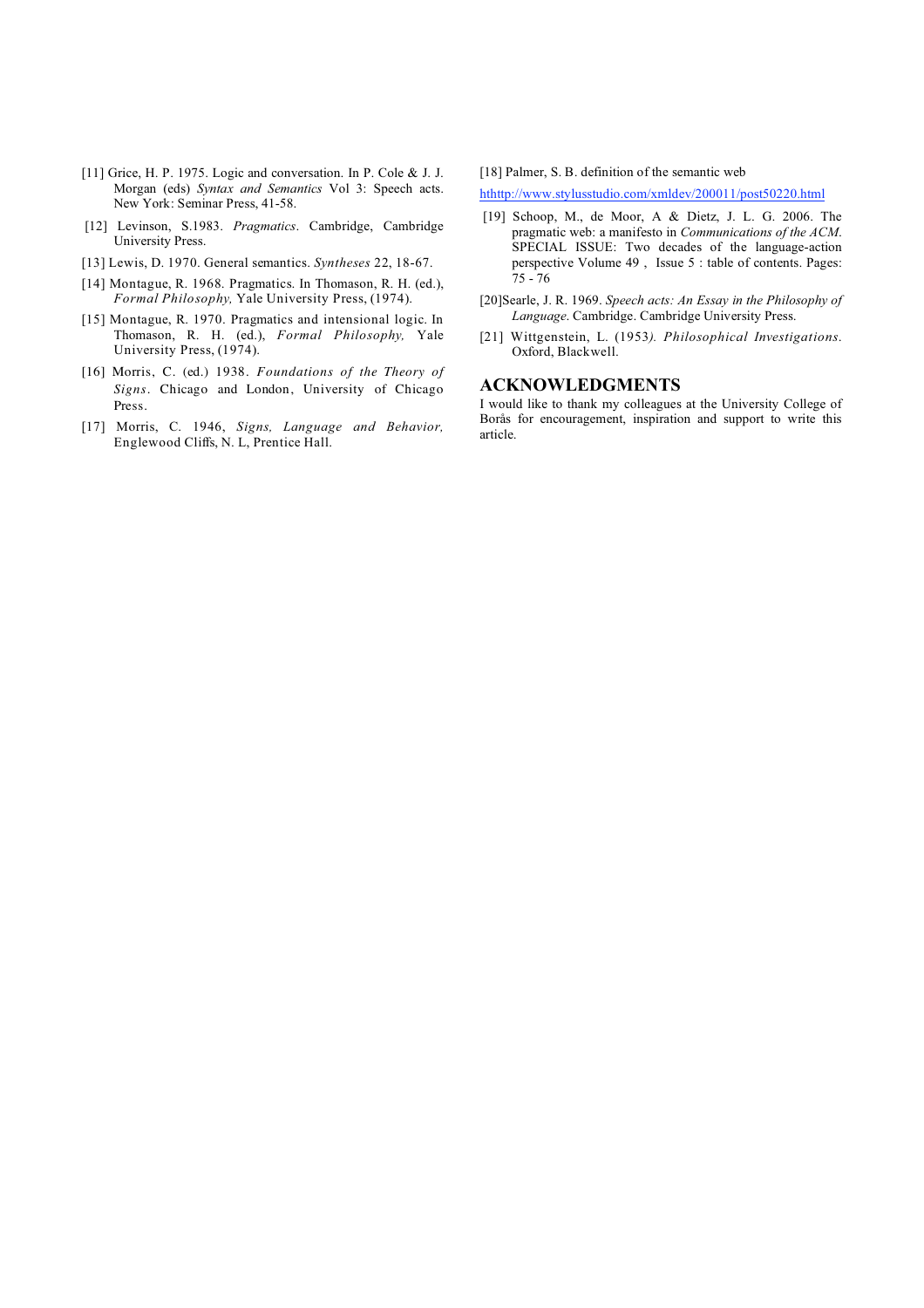[11] Grice, H. P. 1975. Logic and conversation. In P. Cole & J. J. Morgan (eds) *Syntax and Semantics* Vol 3: Speech acts. New York: Seminar Press, 41-58.

[12] Levinson, S.1983. *Pragmatics*. Cambridge, Cambridge University Press.

[13] Lewis, D. 1970. General semantics. *Syntheses* 22, 18-67.

[14] Montague, R. 1968. Pragmatics. In Thomason, R. H. (ed.), *Formal Philosophy,* Yale University Press, (1974).

[15] Montague, R. 1970. Pragmatics and intensional logic. In Thomason, R. H. (ed.), *Formal Philosophy,* Yale University Press, (1974).

[16] Morris, C. (ed.) 1938. *Foundations of the Theory of Signs*. Chicago and London, University of Chicago Press.

[17] Morris, C. 1946, *Signs, Language and Behavior,* Englewood Cliffs, N. L, Prentice Hall.

[18] Palmer, S. B. definition of the semantic web hthttp://www.stylusstudio.com/xmldev/200011/post50220.html

[19] Schoop, M., de Moor, A & Dietz, J. L. G. 2006. The pragmatic web: a manifesto in *Communications of the ACM.* SPECIAL ISSUE: Two decades of the language-action perspective Volume 49 , Issue 5 : table of contents. Pages: 75 - 76

[20]Searle, J. R. 1969. *Speech acts: An Essay in the Philosophy of Language*. Cambridge. Cambridge University Press.

[21] Wittgenstein, L. (1953*). Philosophical Investigations*. Oxford, Blackwell.

## ACKNOWLEDGMENTS

I would like to thank my colleagues at the University College of Borås for encouragement, inspiration and support to write this article.